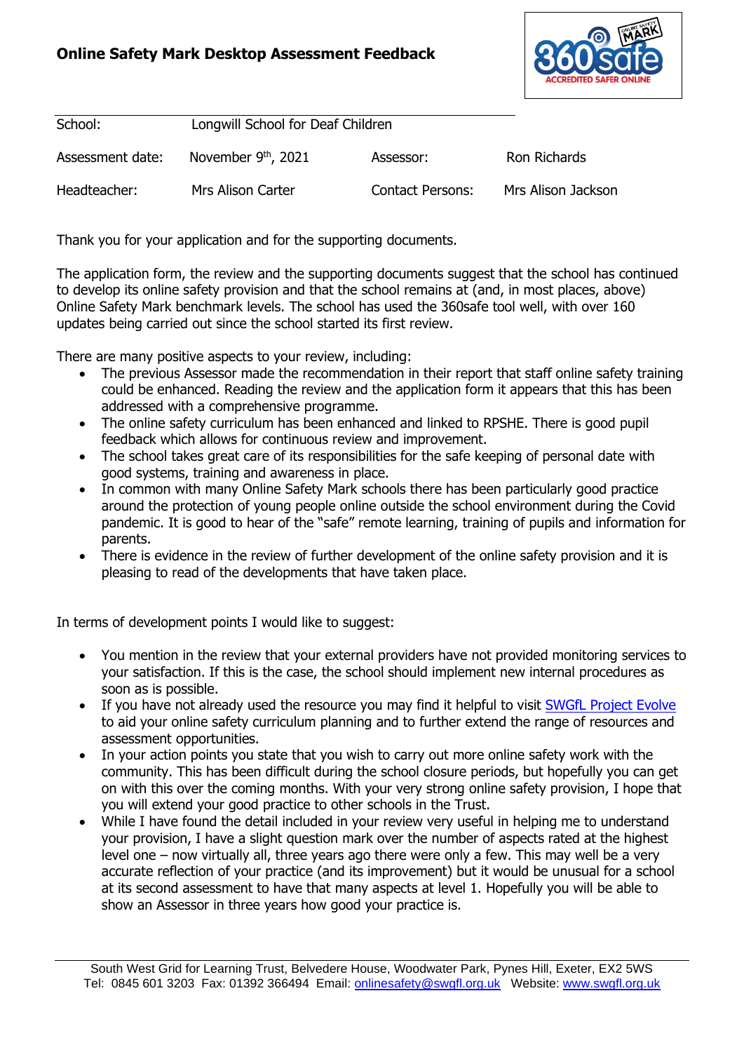# Online Safety Mark Desktop Assessment Feedback

| School: | Longwill School for Deaf Children | | |
|---|---|---|---|
| Assessment date: | November 9th, 2021 | Assessor: | Ron Richards |
| Headteacher: | Mrs Alison Carter | Contact Persons: | Mrs Alison Jackson |

Thank you for your application and for the supporting documents.

The application form, the review and the supporting documents suggest that the school has continued to develop its online safety provision and that the school remains at (and, in most places, above) Online Safety Mark benchmark levels. The school has used the 360safe tool well, with over 160 updates being carried out since the school started its first review.

There are many positive aspects to your review, including:

- The previous Assessor made the recommendation in their report that staff online safety training could be enhanced. Reading the review and the application form it appears that this has been addressed with a comprehensive programme.
- The online safety curriculum has been enhanced and linked to RPSHE. There is good pupil feedback which allows for continuous review and improvement.
- The school takes great care of its responsibilities for the safe keeping of personal date with good systems, training and awareness in place.
- In common with many Online Safety Mark schools there has been particularly good practice around the protection of young people online outside the school environment during the Covid pandemic. It is good to hear of the "safe" remote learning, training of pupils and information for parents.
- There is evidence in the review of further development of the online safety provision and it is pleasing to read of the developments that have taken place.

In terms of development points I would like to suggest:

- You mention in the review that your external providers have not provided monitoring services to your satisfaction. If this is the case, the school should implement new internal procedures as soon as is possible.
- If you have not already used the resource you may find it helpful to visit SWGfL Project Evolve to aid your online safety curriculum planning and to further extend the range of resources and assessment opportunities.
- In your action points you state that you wish to carry out more online safety work with the community. This has been difficult during the school closure periods, but hopefully you can get on with this over the coming months. With your very strong online safety provision, I hope that you will extend your good practice to other schools in the Trust.
- While I have found the detail included in your review very useful in helping me to understand your provision, I have a slight question mark over the number of aspects rated at the highest level one – now virtually all, three years ago there were only a few. This may well be a very accurate reflection of your practice (and its improvement) but it would be unusual for a school at its second assessment to have that many aspects at level 1. Hopefully you will be able to show an Assessor in three years how good your practice is.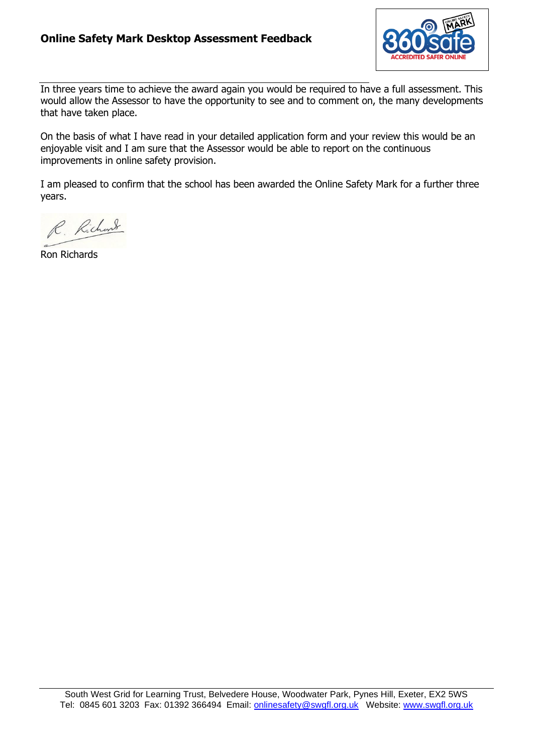In three years time to achieve the award again you would be required to have a full assessment. This would allow the Assessor to have the opportunity to see and to comment on, the many developments that have taken place.

On the basis of what I have read in your detailed application form and your review this would be an enjoyable visit and I am sure that the Assessor would be able to report on the continuous improvements in online safety provision.

I am pleased to confirm that the school has been awarded the Online Safety Mark for a further three years.

Ron Richards